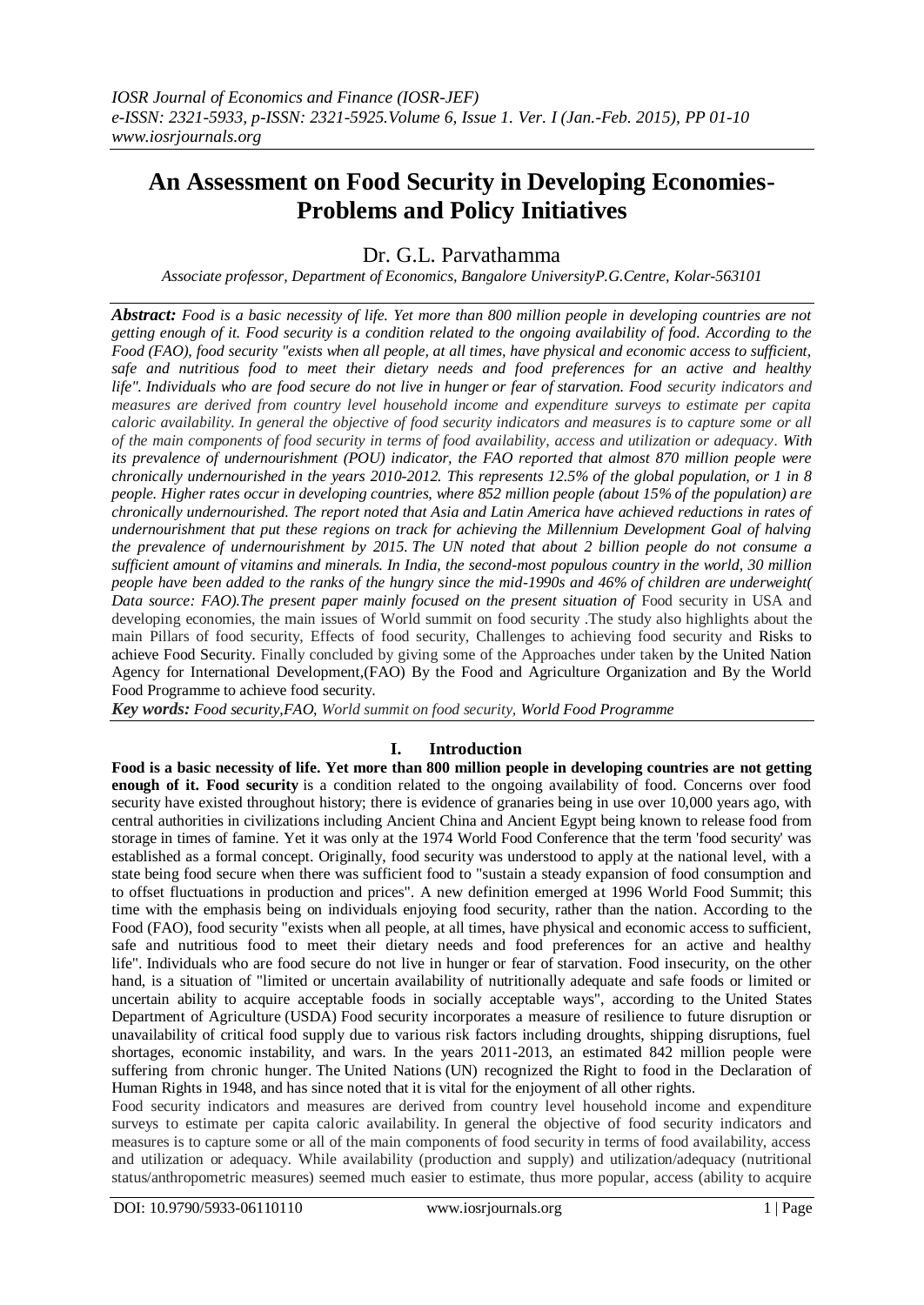# An Assessment on Food Security in Developing Economies-Problems and Policy Initiatives

## Dr. G.L. Parvathamma

*Associate professor, Department of Economics, Bangalore UniversityP.G.Centre, Kolar-563101*

***Abstract:*** *Food is a basic necessity of life. Yet more than 800 million people in developing countries are not getting enough of it. Food security is a condition related to the ongoing availability of food. According to the Food (FAO), food security "exists when all people, at all times, have physical and economic access to sufficient, safe and nutritious food to meet their dietary needs and food preferences for an active and healthy life". Individuals who are food secure do not live in hunger or fear of starvation. Food security indicators and measures are derived from country level household income and expenditure surveys to estimate per capita caloric availability. In general the objective of food security indicators and measures is to capture some or all of the main components of food security in terms of food availability, access and utilization or adequacy. With its prevalence of undernourishment (POU) indicator, the FAO reported that almost 870 million people were chronically undernourished in the years 2010-2012. This represents 12.5% of the global population, or 1 in 8 people. Higher rates occur in developing countries, where 852 million people (about 15% of the population) are chronically undernourished. The report noted that Asia and Latin America have achieved reductions in rates of undernourishment that put these regions on track for achieving the Millennium Development Goal of halving the prevalence of undernourishment by 2015. The UN noted that about 2 billion people do not consume a sufficient amount of vitamins and minerals. In India, the second-most populous country in the world, 30 million people have been added to the ranks of the hungry since the mid-1990s and 46% of children are underweight( Data source: FAO).The present paper mainly focused on the present situation of* Food security in USA and developing economies, the main issues of World summit on food security .The study also highlights about the main Pillars of food security, Effects of food security, Challenges to achieving food security and Risks to achieve Food Security. Finally concluded by giving some of the Approaches under taken by the United Nation Agency for International Development,(FAO) By the Food and Agriculture Organization and By the World Food Programme to achieve food security.

***Key words:*** *Food security,FAO, World summit on food security, World Food Programme*

## I. Introduction

**Food is a basic necessity of life. Yet more than 800 million people in developing countries are not getting enough of it. Food security** is a condition related to the ongoing availability of food. Concerns over food security have existed throughout history; there is evidence of granaries being in use over 10,000 years ago, with central authorities in civilizations including Ancient China and Ancient Egypt being known to release food from storage in times of famine. Yet it was only at the 1974 World Food Conference that the term 'food security' was established as a formal concept. Originally, food security was understood to apply at the national level, with a state being food secure when there was sufficient food to "sustain a steady expansion of food consumption and to offset fluctuations in production and prices". A new definition emerged at 1996 World Food Summit; this time with the emphasis being on individuals enjoying food security, rather than the nation. According to the Food (FAO), food security "exists when all people, at all times, have physical and economic access to sufficient, safe and nutritious food to meet their dietary needs and food preferences for an active and healthy life". Individuals who are food secure do not live in hunger or fear of starvation. Food insecurity, on the other hand, is a situation of "limited or uncertain availability of nutritionally adequate and safe foods or limited or uncertain ability to acquire acceptable foods in socially acceptable ways", according to the United States Department of Agriculture (USDA) Food security incorporates a measure of resilience to future disruption or unavailability of critical food supply due to various risk factors including droughts, shipping disruptions, fuel shortages, economic instability, and wars. In the years 2011-2013, an estimated 842 million people were suffering from chronic hunger. The United Nations (UN) recognized the Right to food in the Declaration of Human Rights in 1948, and has since noted that it is vital for the enjoyment of all other rights.

Food security indicators and measures are derived from country level household income and expenditure surveys to estimate per capita caloric availability. In general the objective of food security indicators and measures is to capture some or all of the main components of food security in terms of food availability, access and utilization or adequacy. While availability (production and supply) and utilization/adequacy (nutritional status/anthropometric measures) seemed much easier to estimate, thus more popular, access (ability to acquire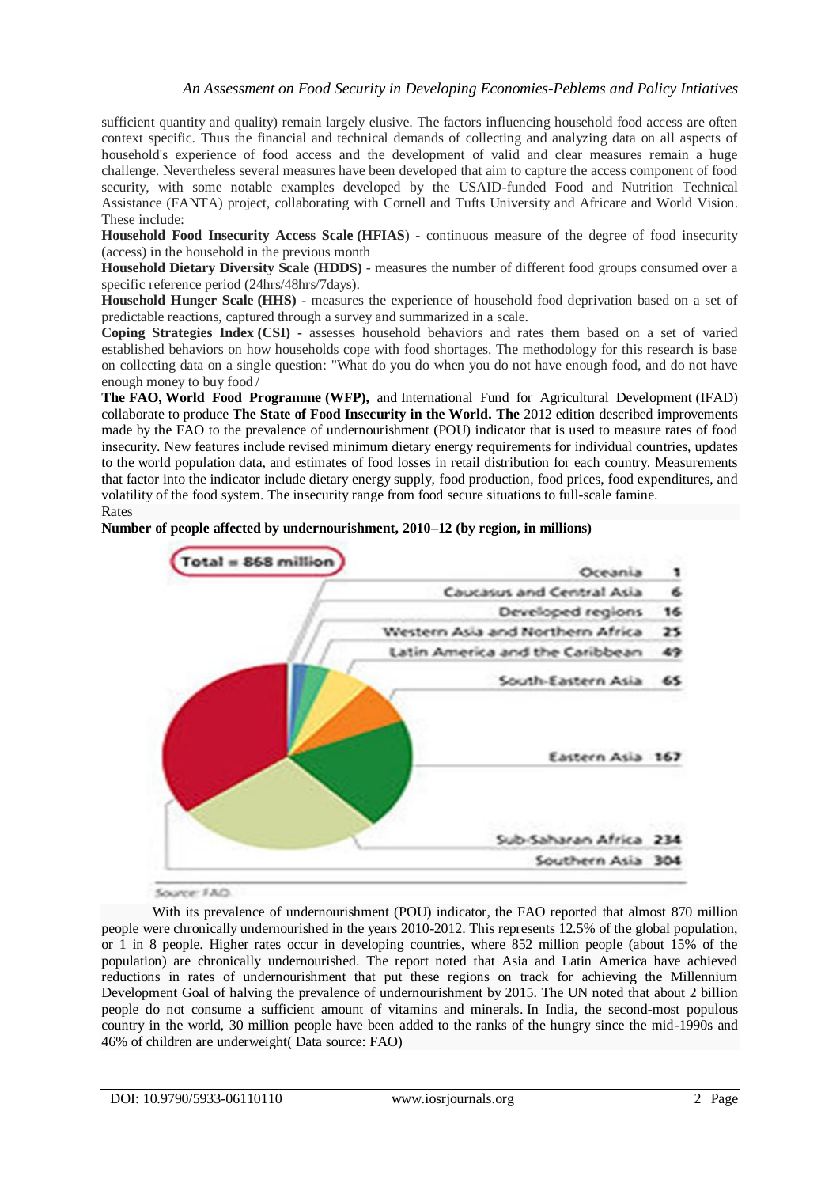sufficient quantity and quality) remain largely elusive. The factors influencing household food access are often context specific. Thus the financial and technical demands of collecting and analyzing data on all aspects of household's experience of food access and the development of valid and clear measures remain a huge challenge. Nevertheless several measures have been developed that aim to capture the access component of food security, with some notable examples developed by the USAID-funded Food and Nutrition Technical Assistance (FANTA) project, collaborating with Cornell and Tufts University and Africare and World Vision. These include:

**Household Food Insecurity Access Scale (HFIAS**) - continuous measure of the degree of food insecurity (access) in the household in the previous month

**Household Dietary Diversity Scale (HDDS)** - measures the number of different food groups consumed over a specific reference period (24hrs/48hrs/7days).

**Household Hunger Scale (HHS)** - measures the experience of household food deprivation based on a set of predictable reactions, captured through a survey and summarized in a scale.

**Coping Strategies Index (CSI)** - assesses household behaviors and rates them based on a set of varied established behaviors on how households cope with food shortages. The methodology for this research is base on collecting data on a single question: "What do you do when you do not have enough food, and do not have enough money to buy food·/

**The FAO, World Food Programme (WFP),** and International Fund for Agricultural Development (IFAD) collaborate to produce **The State of Food Insecurity in the World. The** 2012 edition described improvements made by the FAO to the prevalence of undernourishment (POU) indicator that is used to measure rates of food insecurity. New features include revised minimum dietary energy requirements for individual countries, updates to the world population data, and estimates of food losses in retail distribution for each country. Measurements that factor into the indicator include dietary energy supply, food production, food prices, food expenditures, and volatility of the food system. The insecurity range from food secure situations to full-scale famine.

Rates

**Number of people affected by undernourishment, 2010–12 (by region, in millions)**

Total = 868 million

| Region | Millions |
|---|---|
| Oceania | 1 |
| Caucasus and Central Asia | 6 |
| Developed regions | 16 |
| Western Asia and Northern Africa | 25 |
| Latin America and the Caribbean | 49 |
| South-Eastern Asia | 65 |
| Eastern Asia | 167 |
| Sub-Saharan Africa | 234 |
| Southern Asia | 304 |

Source: FAO

With its prevalence of undernourishment (POU) indicator, the FAO reported that almost 870 million people were chronically undernourished in the years 2010-2012. This represents 12.5% of the global population, or 1 in 8 people. Higher rates occur in developing countries, where 852 million people (about 15% of the population) are chronically undernourished. The report noted that Asia and Latin America have achieved reductions in rates of undernourishment that put these regions on track for achieving the Millennium Development Goal of halving the prevalence of undernourishment by 2015. The UN noted that about 2 billion people do not consume a sufficient amount of vitamins and minerals. In India, the second-most populous country in the world, 30 million people have been added to the ranks of the hungry since the mid-1990s and 46% of children are underweight( Data source: FAO)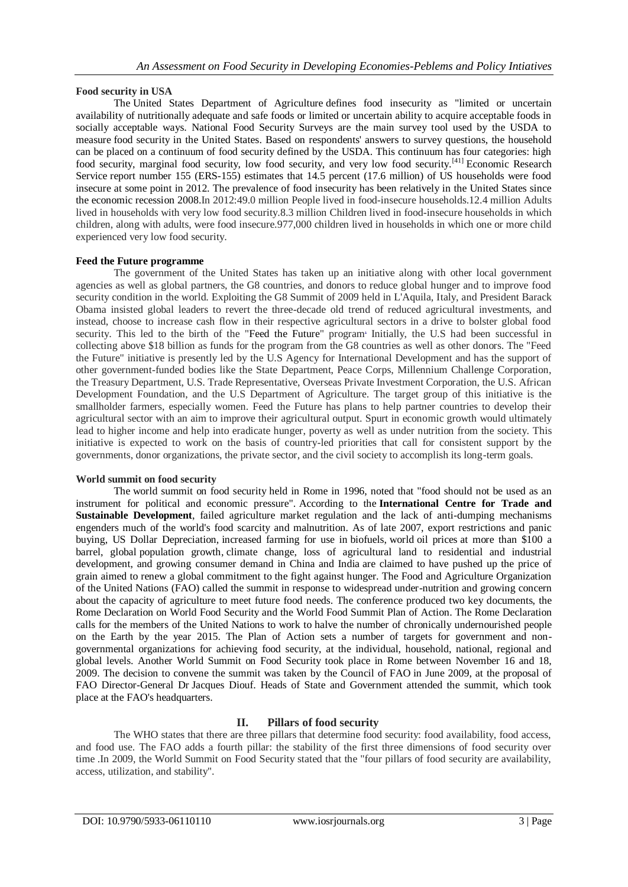**Food security in USA**

The United States Department of Agriculture defines food insecurity as "limited or uncertain availability of nutritionally adequate and safe foods or limited or uncertain ability to acquire acceptable foods in socially acceptable ways. National Food Security Surveys are the main survey tool used by the USDA to measure food security in the United States. Based on respondents' answers to survey questions, the household can be placed on a continuum of food security defined by the USDA. This continuum has four categories: high food security, marginal food security, low food security, and very low food security.[41] Economic Research Service report number 155 (ERS-155) estimates that 14.5 percent (17.6 million) of US households were food insecure at some point in 2012. The prevalence of food insecurity has been relatively in the United States since the economic recession 2008.In 2012:49.0 million People lived in food-insecure households.12.4 million Adults lived in households with very low food security.8.3 million Children lived in food-insecure households in which children, along with adults, were food insecure.977,000 children lived in households in which one or more child experienced very low food security.

**Feed the Future programme**

The government of the United States has taken up an initiative along with other local government agencies as well as global partners, the G8 countries, and donors to reduce global hunger and to improve food security condition in the world. Exploiting the G8 Summit of 2009 held in L'Aquila, Italy, and President Barack Obama insisted global leaders to revert the three-decade old trend of reduced agricultural investments, and instead, choose to increase cash flow in their respective agricultural sectors in a drive to bolster global food security. This led to the birth of the "Feed the Future" program. Initially, the U.S had been successful in collecting above $18 billion as funds for the program from the G8 countries as well as other donors. The "Feed the Future" initiative is presently led by the U.S Agency for International Development and has the support of other government-funded bodies like the State Department, Peace Corps, Millennium Challenge Corporation, the Treasury Department, U.S. Trade Representative, Overseas Private Investment Corporation, the U.S. African Development Foundation, and the U.S Department of Agriculture. The target group of this initiative is the smallholder farmers, especially women. Feed the Future has plans to help partner countries to develop their agricultural sector with an aim to improve their agricultural output. Spurt in economic growth would ultimately lead to higher income and help into eradicate hunger, poverty as well as under nutrition from the society. This initiative is expected to work on the basis of country-led priorities that call for consistent support by the governments, donor organizations, the private sector, and the civil society to accomplish its long-term goals.

**World summit on food security**

The world summit on food security held in Rome in 1996, noted that "food should not be used as an instrument for political and economic pressure". According to the **International Centre for Trade and Sustainable Development**, failed agriculture market regulation and the lack of anti-dumping mechanisms engenders much of the world's food scarcity and malnutrition. As of late 2007, export restrictions and panic buying, US Dollar Depreciation, increased farming for use in biofuels, world oil prices at more than $100 a barrel, global population growth, climate change, loss of agricultural land to residential and industrial development, and growing consumer demand in China and India are claimed to have pushed up the price of grain aimed to renew a global commitment to the fight against hunger. The Food and Agriculture Organization of the United Nations (FAO) called the summit in response to widespread under-nutrition and growing concern about the capacity of agriculture to meet future food needs. The conference produced two key documents, the Rome Declaration on World Food Security and the World Food Summit Plan of Action. The Rome Declaration calls for the members of the United Nations to work to halve the number of chronically undernourished people on the Earth by the year 2015. The Plan of Action sets a number of targets for government and non-governmental organizations for achieving food security, at the individual, household, national, regional and global levels. Another World Summit on Food Security took place in Rome between November 16 and 18, 2009. The decision to convene the summit was taken by the Council of FAO in June 2009, at the proposal of FAO Director-General Dr Jacques Diouf. Heads of State and Government attended the summit, which took place at the FAO's headquarters.

## II. Pillars of food security

The WHO states that there are three pillars that determine food security: food availability, food access, and food use. The FAO adds a fourth pillar: the stability of the first three dimensions of food security over time .In 2009, the World Summit on Food Security stated that the "four pillars of food security are availability, access, utilization, and stability".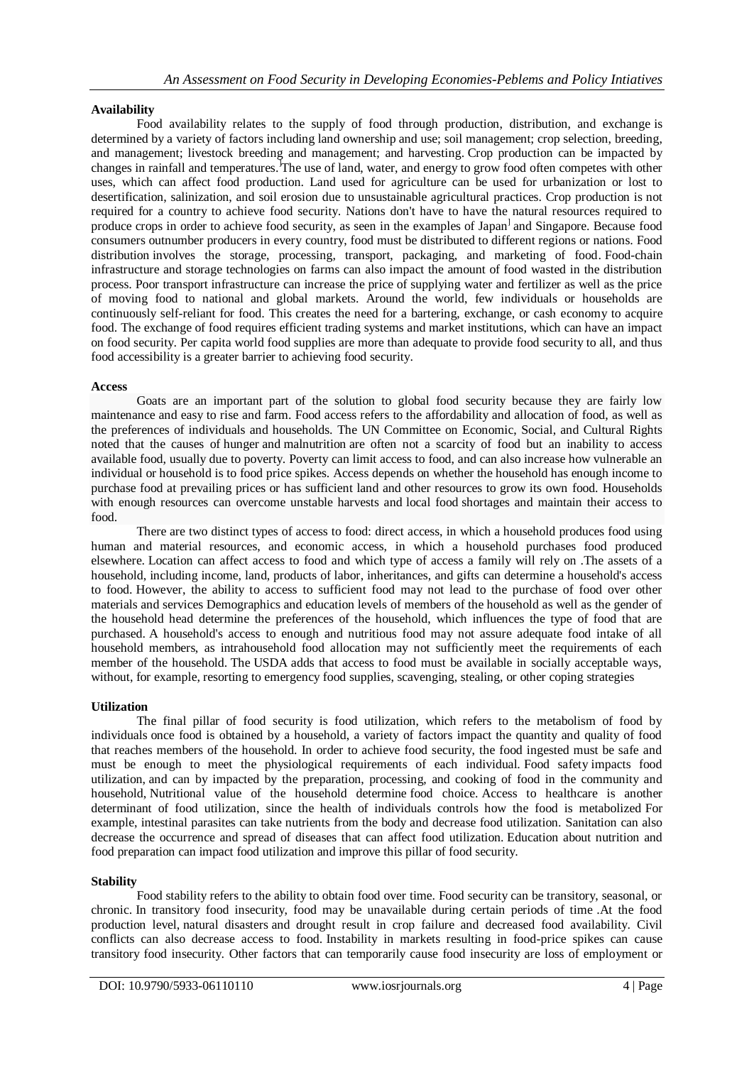### Availability

Food availability relates to the supply of food through production, distribution, and exchange is determined by a variety of factors including land ownership and use; soil management; crop selection, breeding, and management; livestock breeding and management; and harvesting. Crop production can be impacted by changes in rainfall and temperatures. The use of land, water, and energy to grow food often competes with other uses, which can affect food production. Land used for agriculture can be used for urbanization or lost to desertification, salinization, and soil erosion due to unsustainable agricultural practices. Crop production is not required for a country to achieve food security. Nations don't have to have the natural resources required to produce crops in order to achieve food security, as seen in the examples of Japan and Singapore. Because food consumers outnumber producers in every country, food must be distributed to different regions or nations. Food distribution involves the storage, processing, transport, packaging, and marketing of food. Food-chain infrastructure and storage technologies on farms can also impact the amount of food wasted in the distribution process. Poor transport infrastructure can increase the price of supplying water and fertilizer as well as the price of moving food to national and global markets. Around the world, few individuals or households are continuously self-reliant for food. This creates the need for a bartering, exchange, or cash economy to acquire food. The exchange of food requires efficient trading systems and market institutions, which can have an impact on food security. Per capita world food supplies are more than adequate to provide food security to all, and thus food accessibility is a greater barrier to achieving food security.

### Access

Goats are an important part of the solution to global food security because they are fairly low maintenance and easy to rise and farm. Food access refers to the affordability and allocation of food, as well as the preferences of individuals and households. The UN Committee on Economic, Social, and Cultural Rights noted that the causes of hunger and malnutrition are often not a scarcity of food but an inability to access available food, usually due to poverty. Poverty can limit access to food, and can also increase how vulnerable an individual or household is to food price spikes. Access depends on whether the household has enough income to purchase food at prevailing prices or has sufficient land and other resources to grow its own food. Households with enough resources can overcome unstable harvests and local food shortages and maintain their access to food.

There are two distinct types of access to food: direct access, in which a household produces food using human and material resources, and economic access, in which a household purchases food produced elsewhere. Location can affect access to food and which type of access a family will rely on .The assets of a household, including income, land, products of labor, inheritances, and gifts can determine a household's access to food. However, the ability to access to sufficient food may not lead to the purchase of food over other materials and services Demographics and education levels of members of the household as well as the gender of the household head determine the preferences of the household, which influences the type of food that are purchased. A household's access to enough and nutritious food may not assure adequate food intake of all household members, as intrahousehold food allocation may not sufficiently meet the requirements of each member of the household. The USDA adds that access to food must be available in socially acceptable ways, without, for example, resorting to emergency food supplies, scavenging, stealing, or other coping strategies

### Utilization

The final pillar of food security is food utilization, which refers to the metabolism of food by individuals once food is obtained by a household, a variety of factors impact the quantity and quality of food that reaches members of the household. In order to achieve food security, the food ingested must be safe and must be enough to meet the physiological requirements of each individual. Food safety impacts food utilization, and can by impacted by the preparation, processing, and cooking of food in the community and household, Nutritional value of the household determine food choice. Access to healthcare is another determinant of food utilization, since the health of individuals controls how the food is metabolized For example, intestinal parasites can take nutrients from the body and decrease food utilization. Sanitation can also decrease the occurrence and spread of diseases that can affect food utilization. Education about nutrition and food preparation can impact food utilization and improve this pillar of food security.

### Stability

Food stability refers to the ability to obtain food over time. Food security can be transitory, seasonal, or chronic. In transitory food insecurity, food may be unavailable during certain periods of time .At the food production level, natural disasters and drought result in crop failure and decreased food availability. Civil conflicts can also decrease access to food. Instability in markets resulting in food-price spikes can cause transitory food insecurity. Other factors that can temporarily cause food insecurity are loss of employment or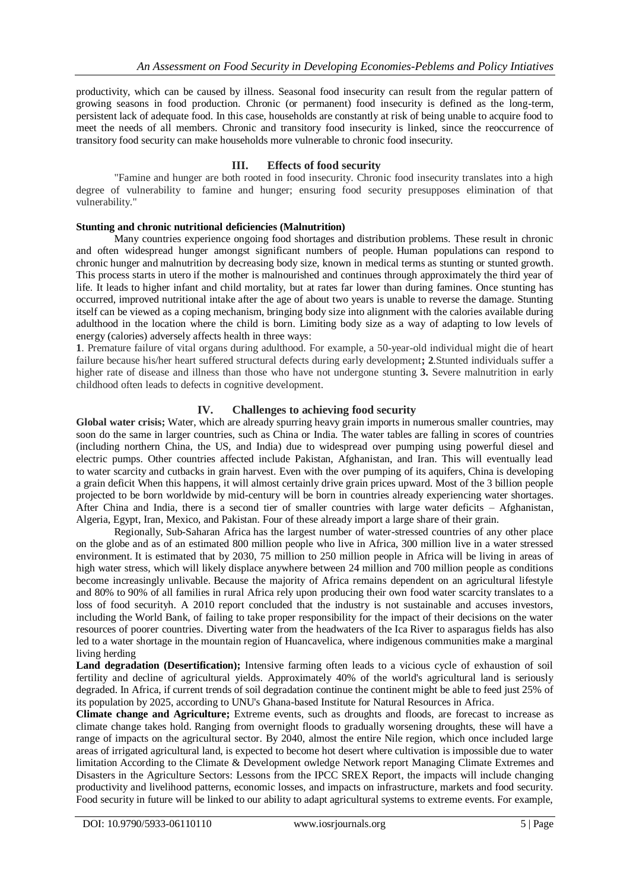productivity, which can be caused by illness. Seasonal food insecurity can result from the regular pattern of growing seasons in food production. Chronic (or permanent) food insecurity is defined as the long-term, persistent lack of adequate food. In this case, households are constantly at risk of being unable to acquire food to meet the needs of all members. Chronic and transitory food insecurity is linked, since the reoccurrence of transitory food security can make households more vulnerable to chronic food insecurity.

## III. Effects of food security

"Famine and hunger are both rooted in food insecurity. Chronic food insecurity translates into a high degree of vulnerability to famine and hunger; ensuring food security presupposes elimination of that vulnerability."

**Stunting and chronic nutritional deficiencies (Malnutrition)**

Many countries experience ongoing food shortages and distribution problems. These result in chronic and often widespread hunger amongst significant numbers of people. Human populations can respond to chronic hunger and malnutrition by decreasing body size, known in medical terms as stunting or stunted growth. This process starts in utero if the mother is malnourished and continues through approximately the third year of life. It leads to higher infant and child mortality, but at rates far lower than during famines. Once stunting has occurred, improved nutritional intake after the age of about two years is unable to reverse the damage. Stunting itself can be viewed as a coping mechanism, bringing body size into alignment with the calories available during adulthood in the location where the child is born. Limiting body size as a way of adapting to low levels of energy (calories) adversely affects health in three ways:

**1**. Premature failure of vital organs during adulthood. For example, a 50-year-old individual might die of heart failure because his/her heart suffered structural defects during early development**; 2**.Stunted individuals suffer a higher rate of disease and illness than those who have not undergone stunting **3.** Severe malnutrition in early childhood often leads to defects in cognitive development.

## IV. Challenges to achieving food security

**Global water crisis;** Water, which are already spurring heavy grain imports in numerous smaller countries, may soon do the same in larger countries, such as China or India. The water tables are falling in scores of countries (including northern China, the US, and India) due to widespread over pumping using powerful diesel and electric pumps. Other countries affected include Pakistan, Afghanistan, and Iran. This will eventually lead to water scarcity and cutbacks in grain harvest. Even with the over pumping of its aquifers, China is developing a grain deficit When this happens, it will almost certainly drive grain prices upward. Most of the 3 billion people projected to be born worldwide by mid-century will be born in countries already experiencing water shortages. After China and India, there is a second tier of smaller countries with large water deficits – Afghanistan, Algeria, Egypt, Iran, Mexico, and Pakistan. Four of these already import a large share of their grain.

Regionally, Sub-Saharan Africa has the largest number of water-stressed countries of any other place on the globe and as of an estimated 800 million people who live in Africa, 300 million live in a water stressed environment. It is estimated that by 2030, 75 million to 250 million people in Africa will be living in areas of high water stress, which will likely displace anywhere between 24 million and 700 million people as conditions become increasingly unlivable. Because the majority of Africa remains dependent on an agricultural lifestyle and 80% to 90% of all families in rural Africa rely upon producing their own food water scarcity translates to a loss of food securityh. A 2010 report concluded that the industry is not sustainable and accuses investors, including the World Bank, of failing to take proper responsibility for the impact of their decisions on the water resources of poorer countries. Diverting water from the headwaters of the Ica River to asparagus fields has also led to a water shortage in the mountain region of Huancavelica, where indigenous communities make a marginal living herding

**Land degradation (Desertification);** Intensive farming often leads to a vicious cycle of exhaustion of soil fertility and decline of agricultural yields. Approximately 40% of the world's agricultural land is seriously degraded. In Africa, if current trends of soil degradation continue the continent might be able to feed just 25% of its population by 2025, according to UNU's Ghana-based Institute for Natural Resources in Africa.

**Climate change and Agriculture;** Extreme events, such as droughts and floods, are forecast to increase as climate change takes hold. Ranging from overnight floods to gradually worsening droughts, these will have a range of impacts on the agricultural sector. By 2040, almost the entire Nile region, which once included large areas of irrigated agricultural land, is expected to become hot desert where cultivation is impossible due to water limitation According to the Climate & Development owledge Network report Managing Climate Extremes and Disasters in the Agriculture Sectors: Lessons from the IPCC SREX Report, the impacts will include changing productivity and livelihood patterns, economic losses, and impacts on infrastructure, markets and food security. Food security in future will be linked to our ability to adapt agricultural systems to extreme events. For example,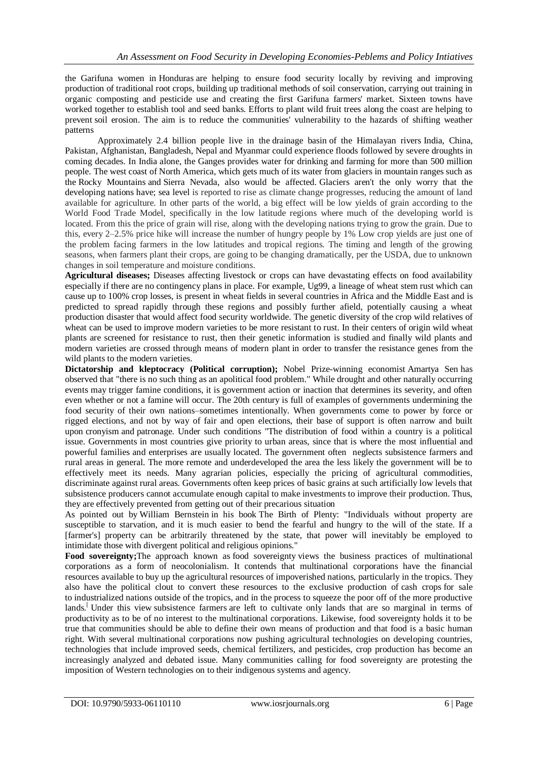the Garifuna women in Honduras are helping to ensure food security locally by reviving and improving production of traditional root crops, building up traditional methods of soil conservation, carrying out training in organic composting and pesticide use and creating the first Garifuna farmers' market. Sixteen towns have worked together to establish tool and seed banks. Efforts to plant wild fruit trees along the coast are helping to prevent soil erosion. The aim is to reduce the communities' vulnerability to the hazards of shifting weather patterns

Approximately 2.4 billion people live in the drainage basin of the Himalayan rivers India, China, Pakistan, Afghanistan, Bangladesh, Nepal and Myanmar could experience floods followed by severe droughts in coming decades. In India alone, the Ganges provides water for drinking and farming for more than 500 million people. The west coast of North America, which gets much of its water from glaciers in mountain ranges such as the Rocky Mountains and Sierra Nevada, also would be affected. Glaciers aren't the only worry that the developing nations have; sea level is reported to rise as climate change progresses, reducing the amount of land available for agriculture. In other parts of the world, a big effect will be low yields of grain according to the World Food Trade Model, specifically in the low latitude regions where much of the developing world is located. From this the price of grain will rise, along with the developing nations trying to grow the grain. Due to this, every 2–2.5% price hike will increase the number of hungry people by 1% Low crop yields are just one of the problem facing farmers in the low latitudes and tropical regions. The timing and length of the growing seasons, when farmers plant their crops, are going to be changing dramatically, per the USDA, due to unknown changes in soil temperature and moisture conditions.

**Agricultural diseases;** Diseases affecting livestock or crops can have devastating effects on food availability especially if there are no contingency plans in place. For example, Ug99, a lineage of wheat stem rust which can cause up to 100% crop losses, is present in wheat fields in several countries in Africa and the Middle East and is predicted to spread rapidly through these regions and possibly further afield, potentially causing a wheat production disaster that would affect food security worldwide. The genetic diversity of the crop wild relatives of wheat can be used to improve modern varieties to be more resistant to rust. In their centers of origin wild wheat plants are screened for resistance to rust, then their genetic information is studied and finally wild plants and modern varieties are crossed through means of modern plant in order to transfer the resistance genes from the wild plants to the modern varieties.

**Dictatorship and kleptocracy (Political corruption);** Nobel Prize-winning economist Amartya Sen has observed that "there is no such thing as an apolitical food problem." While drought and other naturally occurring events may trigger famine conditions, it is government action or inaction that determines its severity, and often even whether or not a famine will occur. The 20th century is full of examples of governments undermining the food security of their own nations–sometimes intentionally. When governments come to power by force or rigged elections, and not by way of fair and open elections, their base of support is often narrow and built upon cronyism and patronage. Under such conditions "The distribution of food within a country is a political issue. Governments in most countries give priority to urban areas, since that is where the most influential and powerful families and enterprises are usually located. The government often neglects subsistence farmers and rural areas in general. The more remote and underdeveloped the area the less likely the government will be to effectively meet its needs. Many agrarian policies, especially the pricing of agricultural commodities, discriminate against rural areas. Governments often keep prices of basic grains at such artificially low levels that subsistence producers cannot accumulate enough capital to make investments to improve their production. Thus, they are effectively prevented from getting out of their precarious situation

As pointed out by William Bernstein in his book The Birth of Plenty: "Individuals without property are susceptible to starvation, and it is much easier to bend the fearful and hungry to the will of the state. If a [farmer's] property can be arbitrarily threatened by the state, that power will inevitably be employed to intimidate those with divergent political and religious opinions."

**Food sovereignty;**The approach known as food sovereignty views the business practices of multinational corporations as a form of neocolonialism. It contends that multinational corporations have the financial resources available to buy up the agricultural resources of impoverished nations, particularly in the tropics. They also have the political clout to convert these resources to the exclusive production of cash crops for sale to industrialized nations outside of the tropics, and in the process to squeeze the poor off of the more productive lands.[ Under this view subsistence farmers are left to cultivate only lands that are so marginal in terms of productivity as to be of no interest to the multinational corporations. Likewise, food sovereignty holds it to be true that communities should be able to define their own means of production and that food is a basic human right. With several multinational corporations now pushing agricultural technologies on developing countries, technologies that include improved seeds, chemical fertilizers, and pesticides, crop production has become an increasingly analyzed and debated issue. Many communities calling for food sovereignty are protesting the imposition of Western technologies on to their indigenous systems and agency.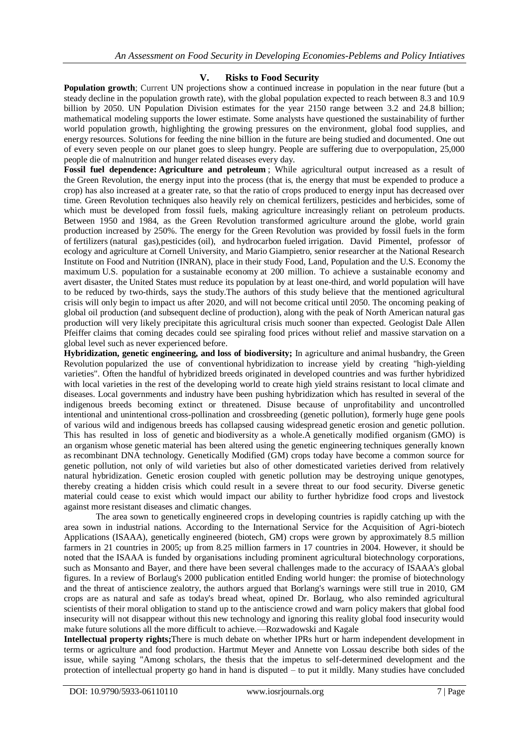## V. Risks to Food Security

**Population growth**; Current UN projections show a continued increase in population in the near future (but a steady decline in the population growth rate), with the global population expected to reach between 8.3 and 10.9 billion by 2050. UN Population Division estimates for the year 2150 range between 3.2 and 24.8 billion; mathematical modeling supports the lower estimate. Some analysts have questioned the sustainability of further world population growth, highlighting the growing pressures on the environment, global food supplies, and energy resources. Solutions for feeding the nine billion in the future are being studied and documented. One out of every seven people on our planet goes to sleep hungry. People are suffering due to overpopulation, 25,000 people die of malnutrition and hunger related diseases every day.

**Fossil fuel dependence: Agriculture and petroleum** ; While agricultural output increased as a result of the Green Revolution, the energy input into the process (that is, the energy that must be expended to produce a crop) has also increased at a greater rate, so that the ratio of crops produced to energy input has decreased over time. Green Revolution techniques also heavily rely on chemical fertilizers, pesticides and herbicides, some of which must be developed from fossil fuels, making agriculture increasingly reliant on petroleum products. Between 1950 and 1984, as the Green Revolution transformed agriculture around the globe, world grain production increased by 250%. The energy for the Green Revolution was provided by fossil fuels in the form of fertilizers (natural gas),pesticides (oil), and hydrocarbon fueled irrigation. David Pimentel, professor of ecology and agriculture at Cornell University, and Mario Giampietro, senior researcher at the National Research Institute on Food and Nutrition (INRAN), place in their study Food, Land, Population and the U.S. Economy the maximum U.S. population for a sustainable economy at 200 million. To achieve a sustainable economy and avert disaster, the United States must reduce its population by at least one-third, and world population will have to be reduced by two-thirds, says the study.The authors of this study believe that the mentioned agricultural crisis will only begin to impact us after 2020, and will not become critical until 2050. The oncoming peaking of global oil production (and subsequent decline of production), along with the peak of North American natural gas production will very likely precipitate this agricultural crisis much sooner than expected. Geologist Dale Allen Pfeiffer claims that coming decades could see spiraling food prices without relief and massive starvation on a global level such as never experienced before.

**Hybridization, genetic engineering, and loss of biodiversity;** In agriculture and animal husbandry, the Green Revolution popularized the use of conventional hybridization to increase yield by creating "high-yielding varieties". Often the handful of hybridized breeds originated in developed countries and was further hybridized with local varieties in the rest of the developing world to create high yield strains resistant to local climate and diseases. Local governments and industry have been pushing hybridization which has resulted in several of the indigenous breeds becoming extinct or threatened. Disuse because of unprofitability and uncontrolled intentional and unintentional cross-pollination and crossbreeding (genetic pollution), formerly huge gene pools of various wild and indigenous breeds has collapsed causing widespread genetic erosion and genetic pollution. This has resulted in loss of genetic and biodiversity as a whole.A genetically modified organism (GMO) is an organism whose genetic material has been altered using the genetic engineering techniques generally known as recombinant DNA technology. Genetically Modified (GM) crops today have become a common source for genetic pollution, not only of wild varieties but also of other domesticated varieties derived from relatively natural hybridization. Genetic erosion coupled with genetic pollution may be destroying unique genotypes, thereby creating a hidden crisis which could result in a severe threat to our food security. Diverse genetic material could cease to exist which would impact our ability to further hybridize food crops and livestock against more resistant diseases and climatic changes.

The area sown to genetically engineered crops in developing countries is rapidly catching up with the area sown in industrial nations. According to the International Service for the Acquisition of Agri-biotech Applications (ISAAA), genetically engineered (biotech, GM) crops were grown by approximately 8.5 million farmers in 21 countries in 2005; up from 8.25 million farmers in 17 countries in 2004. However, it should be noted that the ISAAA is funded by organisations including prominent agricultural biotechnology corporations, such as Monsanto and Bayer, and there have been several challenges made to the accuracy of ISAAA's global figures. In a review of Borlaug's 2000 publication entitled Ending world hunger: the promise of biotechnology and the threat of antiscience zealotry, the authors argued that Borlaug's warnings were still true in 2010, GM crops are as natural and safe as today's bread wheat, opined Dr. Borlaug, who also reminded agricultural scientists of their moral obligation to stand up to the antiscience crowd and warn policy makers that global food insecurity will not disappear without this new technology and ignoring this reality global food insecurity would make future solutions all the more difficult to achieve.—Rozwadowski and Kagale

**Intellectual property rights;**There is much debate on whether IPRs hurt or harm independent development in terms or agriculture and food production. Hartmut Meyer and Annette von Lossau describe both sides of the issue, while saying "Among scholars, the thesis that the impetus to self-determined development and the protection of intellectual property go hand in hand is disputed – to put it mildly. Many studies have concluded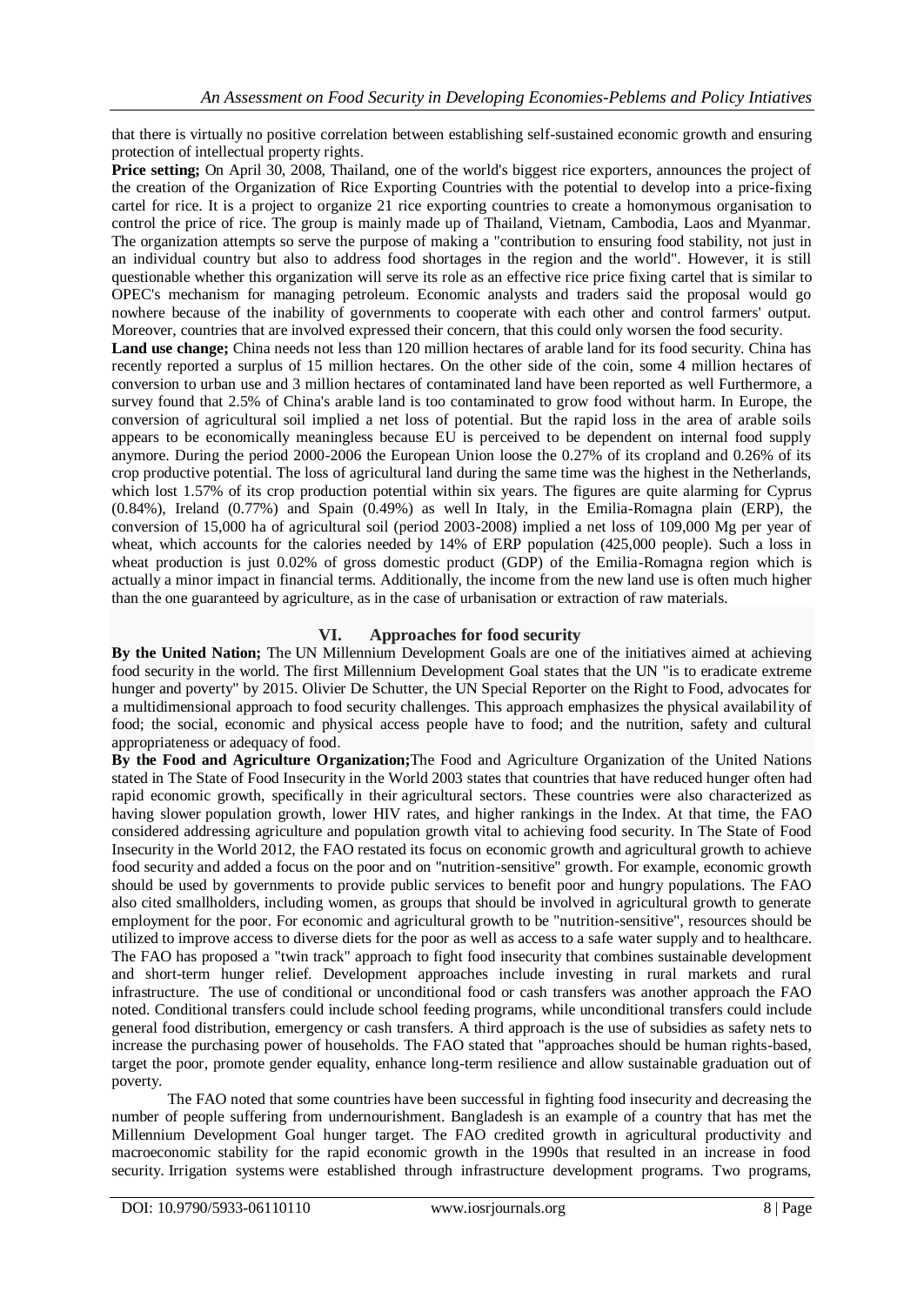that there is virtually no positive correlation between establishing self-sustained economic growth and ensuring protection of intellectual property rights.

**Price setting;** On April 30, 2008, Thailand, one of the world's biggest rice exporters, announces the project of the creation of the Organization of Rice Exporting Countries with the potential to develop into a price-fixing cartel for rice. It is a project to organize 21 rice exporting countries to create a homonymous organisation to control the price of rice. The group is mainly made up of Thailand, Vietnam, Cambodia, Laos and Myanmar. The organization attempts so serve the purpose of making a "contribution to ensuring food stability, not just in an individual country but also to address food shortages in the region and the world". However, it is still questionable whether this organization will serve its role as an effective rice price fixing cartel that is similar to OPEC's mechanism for managing petroleum. Economic analysts and traders said the proposal would go nowhere because of the inability of governments to cooperate with each other and control farmers' output. Moreover, countries that are involved expressed their concern, that this could only worsen the food security.

**Land use change;** China needs not less than 120 million hectares of arable land for its food security. China has recently reported a surplus of 15 million hectares. On the other side of the coin, some 4 million hectares of conversion to urban use and 3 million hectares of contaminated land have been reported as well Furthermore, a survey found that 2.5% of China's arable land is too contaminated to grow food without harm. In Europe, the conversion of agricultural soil implied a net loss of potential. But the rapid loss in the area of arable soils appears to be economically meaningless because EU is perceived to be dependent on internal food supply anymore. During the period 2000-2006 the European Union loose the 0.27% of its cropland and 0.26% of its crop productive potential. The loss of agricultural land during the same time was the highest in the Netherlands, which lost 1.57% of its crop production potential within six years. The figures are quite alarming for Cyprus (0.84%), Ireland (0.77%) and Spain (0.49%) as well In Italy, in the Emilia-Romagna plain (ERP), the conversion of 15,000 ha of agricultural soil (period 2003-2008) implied a net loss of 109,000 Mg per year of wheat, which accounts for the calories needed by 14% of ERP population (425,000 people). Such a loss in wheat production is just 0.02% of gross domestic product (GDP) of the Emilia-Romagna region which is actually a minor impact in financial terms. Additionally, the income from the new land use is often much higher than the one guaranteed by agriculture, as in the case of urbanisation or extraction of raw materials.

## VI. Approaches for food security

**By the United Nation;** The UN Millennium Development Goals are one of the initiatives aimed at achieving food security in the world. The first Millennium Development Goal states that the UN "is to eradicate extreme hunger and poverty" by 2015. Olivier De Schutter, the UN Special Reporter on the Right to Food, advocates for a multidimensional approach to food security challenges. This approach emphasizes the physical availability of food; the social, economic and physical access people have to food; and the nutrition, safety and cultural appropriateness or adequacy of food.

**By the Food and Agriculture Organization;**The Food and Agriculture Organization of the United Nations stated in The State of Food Insecurity in the World 2003 states that countries that have reduced hunger often had rapid economic growth, specifically in their agricultural sectors. These countries were also characterized as having slower population growth, lower HIV rates, and higher rankings in the Index. At that time, the FAO considered addressing agriculture and population growth vital to achieving food security. In The State of Food Insecurity in the World 2012, the FAO restated its focus on economic growth and agricultural growth to achieve food security and added a focus on the poor and on "nutrition-sensitive" growth. For example, economic growth should be used by governments to provide public services to benefit poor and hungry populations. The FAO also cited smallholders, including women, as groups that should be involved in agricultural growth to generate employment for the poor. For economic and agricultural growth to be "nutrition-sensitive", resources should be utilized to improve access to diverse diets for the poor as well as access to a safe water supply and to healthcare. The FAO has proposed a "twin track" approach to fight food insecurity that combines sustainable development and short-term hunger relief. Development approaches include investing in rural markets and rural infrastructure. The use of conditional or unconditional food or cash transfers was another approach the FAO noted. Conditional transfers could include school feeding programs, while unconditional transfers could include general food distribution, emergency or cash transfers. A third approach is the use of subsidies as safety nets to increase the purchasing power of households. The FAO stated that "approaches should be human rights-based, target the poor, promote gender equality, enhance long-term resilience and allow sustainable graduation out of poverty.

The FAO noted that some countries have been successful in fighting food insecurity and decreasing the number of people suffering from undernourishment. Bangladesh is an example of a country that has met the Millennium Development Goal hunger target. The FAO credited growth in agricultural productivity and macroeconomic stability for the rapid economic growth in the 1990s that resulted in an increase in food security. Irrigation systems were established through infrastructure development programs. Two programs,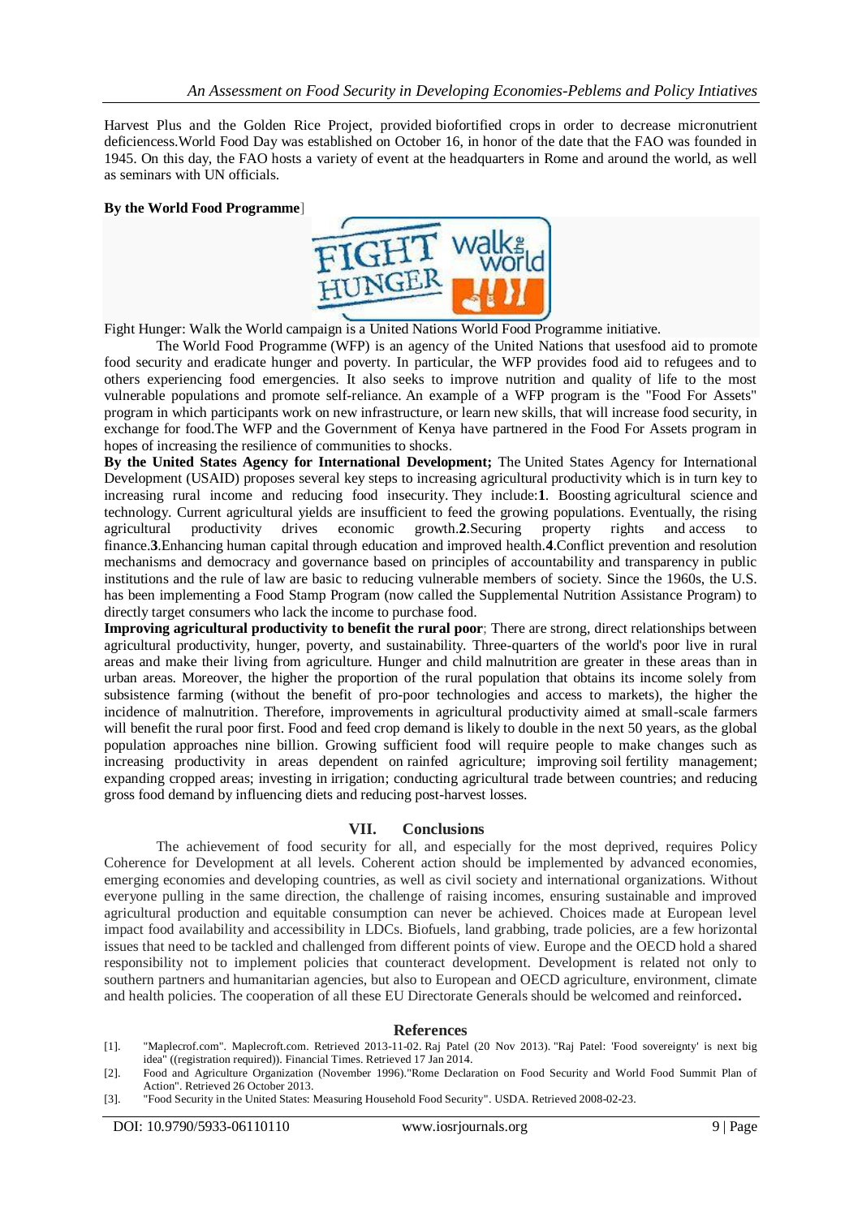Harvest Plus and the Golden Rice Project, provided biofortified crops in order to decrease micronutrient deficiencess.World Food Day was established on October 16, in honor of the date that the FAO was founded in 1945. On this day, the FAO hosts a variety of event at the headquarters in Rome and around the world, as well as seminars with UN officials.

**By the World Food Programme**]

Fight Hunger: Walk the World campaign is a United Nations World Food Programme initiative.

The World Food Programme (WFP) is an agency of the United Nations that usesfood aid to promote food security and eradicate hunger and poverty. In particular, the WFP provides food aid to refugees and to others experiencing food emergencies. It also seeks to improve nutrition and quality of life to the most vulnerable populations and promote self-reliance. An example of a WFP program is the "Food For Assets" program in which participants work on new infrastructure, or learn new skills, that will increase food security, in exchange for food.The WFP and the Government of Kenya have partnered in the Food For Assets program in hopes of increasing the resilience of communities to shocks.

**By the United States Agency for International Development;** The United States Agency for International Development (USAID) proposes several key steps to increasing agricultural productivity which is in turn key to increasing rural income and reducing food insecurity. They include:**1**. Boosting agricultural science and technology. Current agricultural yields are insufficient to feed the growing populations. Eventually, the rising agricultural productivity drives economic growth.**2**.Securing property rights and access to finance.**3**.Enhancing human capital through education and improved health.**4**.Conflict prevention and resolution mechanisms and democracy and governance based on principles of accountability and transparency in public institutions and the rule of law are basic to reducing vulnerable members of society. Since the 1960s, the U.S. has been implementing a Food Stamp Program (now called the Supplemental Nutrition Assistance Program) to directly target consumers who lack the income to purchase food.

**Improving agricultural productivity to benefit the rural poor**; There are strong, direct relationships between agricultural productivity, hunger, poverty, and sustainability. Three-quarters of the world's poor live in rural areas and make their living from agriculture. Hunger and child malnutrition are greater in these areas than in urban areas. Moreover, the higher the proportion of the rural population that obtains its income solely from subsistence farming (without the benefit of pro-poor technologies and access to markets), the higher the incidence of malnutrition. Therefore, improvements in agricultural productivity aimed at small-scale farmers will benefit the rural poor first. Food and feed crop demand is likely to double in the next 50 years, as the global population approaches nine billion. Growing sufficient food will require people to make changes such as increasing productivity in areas dependent on rainfed agriculture; improving soil fertility management; expanding cropped areas; investing in irrigation; conducting agricultural trade between countries; and reducing gross food demand by influencing diets and reducing post-harvest losses.

## VII. Conclusions

The achievement of food security for all, and especially for the most deprived, requires Policy Coherence for Development at all levels. Coherent action should be implemented by advanced economies, emerging economies and developing countries, as well as civil society and international organizations. Without everyone pulling in the same direction, the challenge of raising incomes, ensuring sustainable and improved agricultural production and equitable consumption can never be achieved. Choices made at European level impact food availability and accessibility in LDCs. Biofuels, land grabbing, trade policies, are a few horizontal issues that need to be tackled and challenged from different points of view. Europe and the OECD hold a shared responsibility not to implement policies that counteract development. Development is related not only to southern partners and humanitarian agencies, but also to European and OECD agriculture, environment, climate and health policies. The cooperation of all these EU Directorate Generals should be welcomed and reinforced.

## References

[1]. "Maplecrof.com". Maplecroft.com. Retrieved 2013-11-02. Raj Patel (20 Nov 2013). "Raj Patel: 'Food sovereignty' is next big idea" ((registration required)). Financial Times. Retrieved 17 Jan 2014.

[2]. Food and Agriculture Organization (November 1996)."Rome Declaration on Food Security and World Food Summit Plan of Action". Retrieved 26 October 2013.

[3]. "Food Security in the United States: Measuring Household Food Security". USDA. Retrieved 2008-02-23.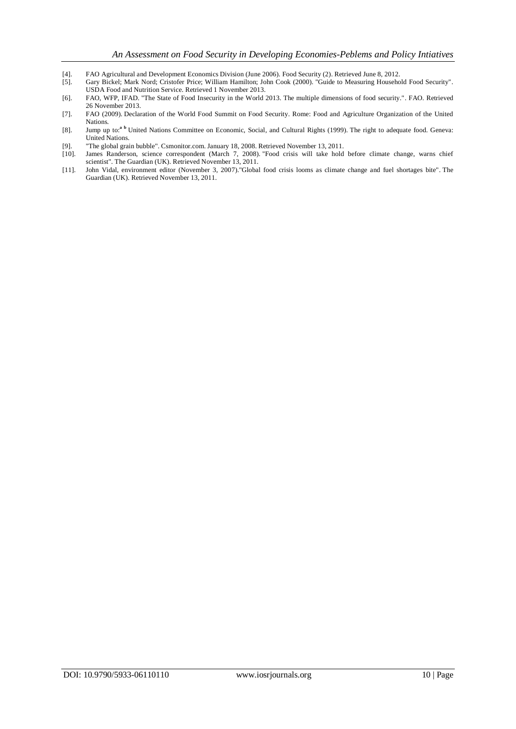[4]. FAO Agricultural and Development Economics Division (June 2006). Food Security (2). Retrieved June 8, 2012.

[5]. Gary Bickel; Mark Nord; Cristofer Price; William Hamilton; John Cook (2000). "Guide to Measuring Household Food Security". USDA Food and Nutrition Service. Retrieved 1 November 2013.

[6]. FAO, WFP, IFAD. "The State of Food Insecurity in the World 2013. The multiple dimensions of food security.". FAO. Retrieved 26 November 2013.

[7]. FAO (2009). Declaration of the World Food Summit on Food Security. Rome: Food and Agriculture Organization of the United Nations.

[8]. Jump up to:[a b] United Nations Committee on Economic, Social, and Cultural Rights (1999). The right to adequate food. Geneva: United Nations.

[9]. "The global grain bubble". Csmonitor.com. January 18, 2008. Retrieved November 13, 2011.

[10]. James Randerson, science correspondent (March 7, 2008). "Food crisis will take hold before climate change, warns chief scientist". The Guardian (UK). Retrieved November 13, 2011.

[11]. John Vidal, environment editor (November 3, 2007)."Global food crisis looms as climate change and fuel shortages bite". The Guardian (UK). Retrieved November 13, 2011.